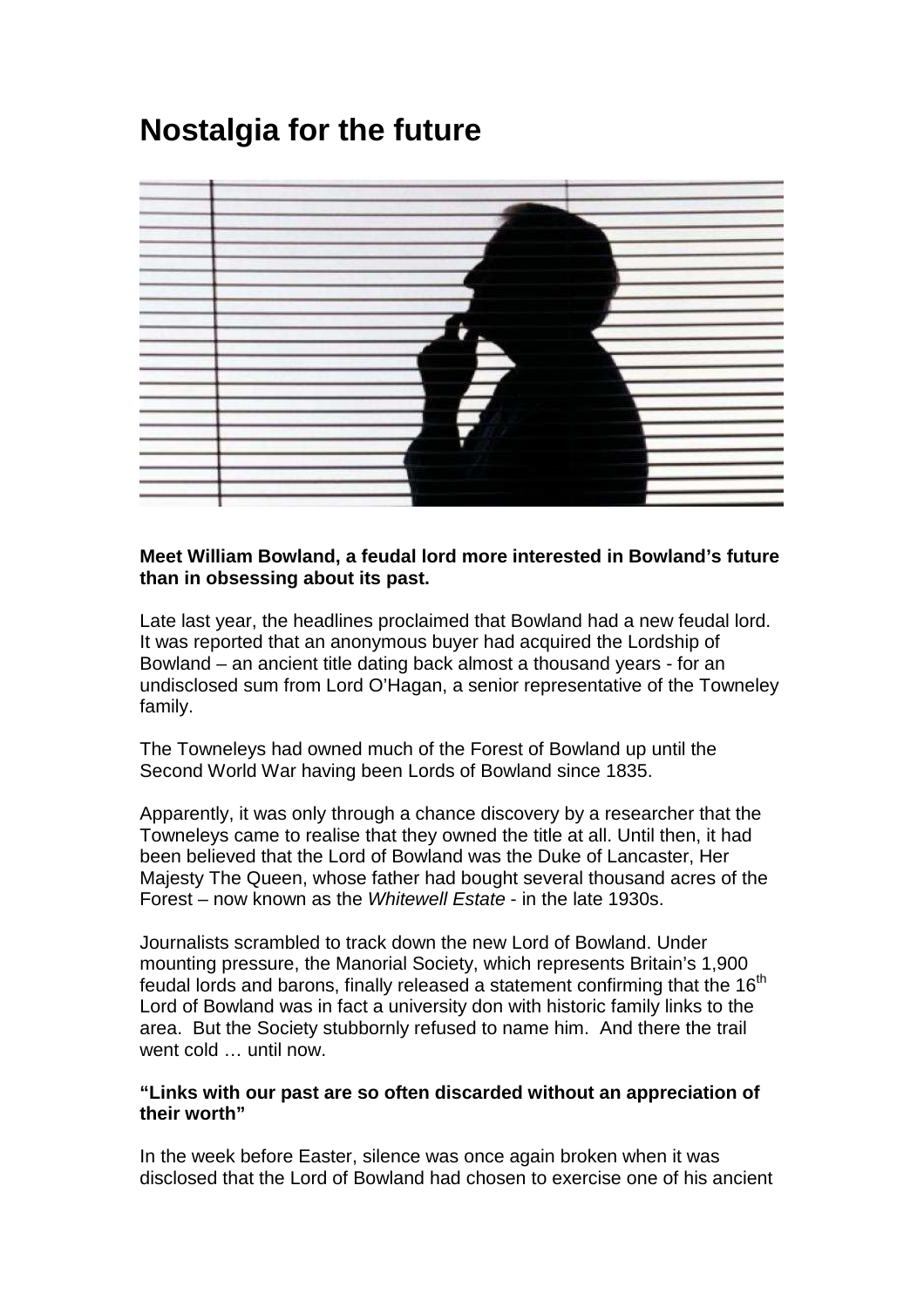# Nostalgia for the future

**Meet William Bowland, a feudal lord more interested in Bowland's future than in obsessing about its past.**

Late last year, the headlines proclaimed that Bowland had a new feudal lord. It was reported that an anonymous buyer had acquired the Lordship of Bowland – an ancient title dating back almost a thousand years - for an undisclosed sum from Lord O'Hagan, a senior representative of the Towneley family.

The Towneleys had owned much of the Forest of Bowland up until the Second World War having been Lords of Bowland since 1835.

Apparently, it was only through a chance discovery by a researcher that the Towneleys came to realise that they owned the title at all. Until then, it had been believed that the Lord of Bowland was the Duke of Lancaster, Her Majesty The Queen, whose father had bought several thousand acres of the Forest – now known as the *Whitewell Estate* - in the late 1930s.

Journalists scrambled to track down the new Lord of Bowland. Under mounting pressure, the Manorial Society, which represents Britain's 1,900 feudal lords and barons, finally released a statement confirming that the 16th Lord of Bowland was in fact a university don with historic family links to the area. But the Society stubbornly refused to name him. And there the trail went cold … until now.

**"Links with our past are so often discarded without an appreciation of their worth"**

In the week before Easter, silence was once again broken when it was disclosed that the Lord of Bowland had chosen to exercise one of his ancient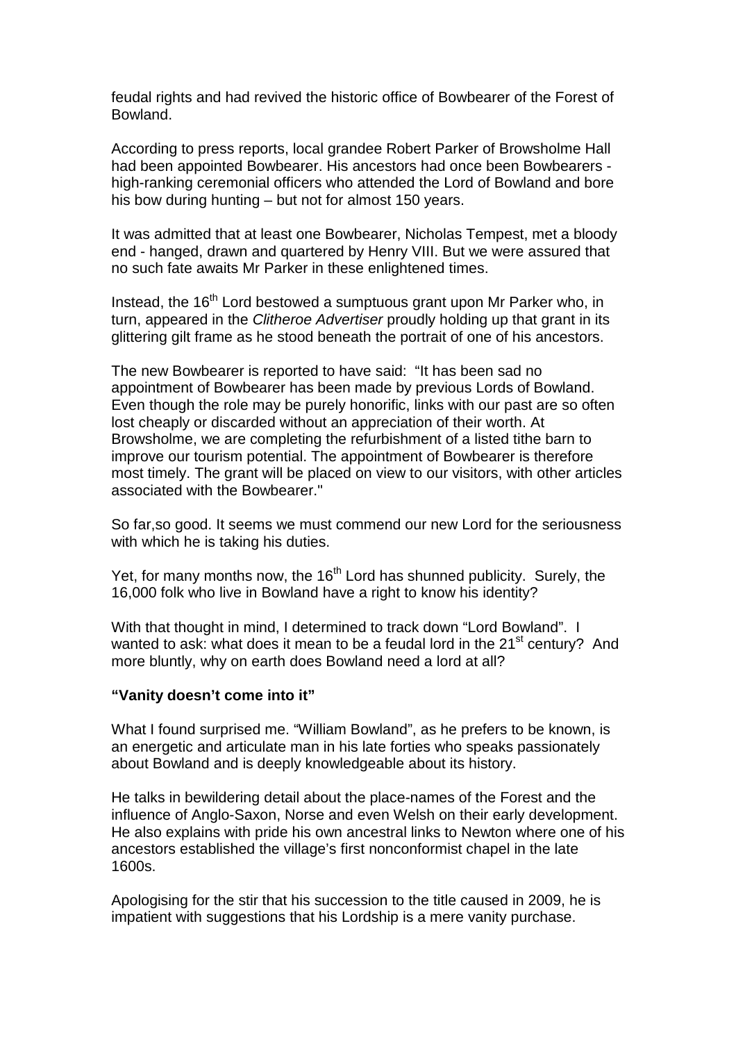feudal rights and had revived the historic office of Bowbearer of the Forest of Bowland.

According to press reports, local grandee Robert Parker of Browsholme Hall had been appointed Bowbearer. His ancestors had once been Bowbearers - high-ranking ceremonial officers who attended the Lord of Bowland and bore his bow during hunting – but not for almost 150 years.

It was admitted that at least one Bowbearer, Nicholas Tempest, met a bloody end - hanged, drawn and quartered by Henry VIII. But we were assured that no such fate awaits Mr Parker in these enlightened times.

Instead, the 16th Lord bestowed a sumptuous grant upon Mr Parker who, in turn, appeared in the *Clitheroe Advertiser* proudly holding up that grant in its glittering gilt frame as he stood beneath the portrait of one of his ancestors.

The new Bowbearer is reported to have said: "It has been sad no appointment of Bowbearer has been made by previous Lords of Bowland. Even though the role may be purely honorific, links with our past are so often lost cheaply or discarded without an appreciation of their worth. At Browsholme, we are completing the refurbishment of a listed tithe barn to improve our tourism potential. The appointment of Bowbearer is therefore most timely. The grant will be placed on view to our visitors, with other articles associated with the Bowbearer."

So far,so good. It seems we must commend our new Lord for the seriousness with which he is taking his duties.

Yet, for many months now, the 16th Lord has shunned publicity. Surely, the 16,000 folk who live in Bowland have a right to know his identity?

With that thought in mind, I determined to track down "Lord Bowland". I wanted to ask: what does it mean to be a feudal lord in the 21st century? And more bluntly, why on earth does Bowland need a lord at all?

**"Vanity doesn't come into it"**

What I found surprised me. "William Bowland", as he prefers to be known, is an energetic and articulate man in his late forties who speaks passionately about Bowland and is deeply knowledgeable about its history.

He talks in bewildering detail about the place-names of the Forest and the influence of Anglo-Saxon, Norse and even Welsh on their early development. He also explains with pride his own ancestral links to Newton where one of his ancestors established the village's first nonconformist chapel in the late 1600s.

Apologising for the stir that his succession to the title caused in 2009, he is impatient with suggestions that his Lordship is a mere vanity purchase.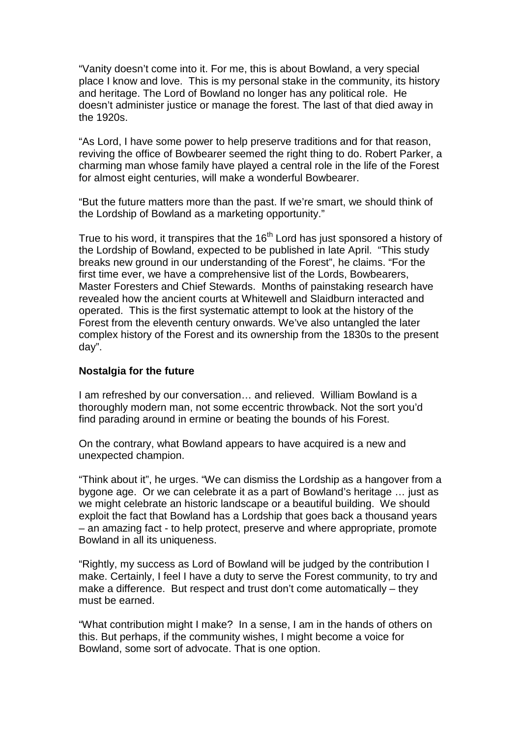"Vanity doesn't come into it. For me, this is about Bowland, a very special place I know and love. This is my personal stake in the community, its history and heritage. The Lord of Bowland no longer has any political role. He doesn't administer justice or manage the forest. The last of that died away in the 1920s.

"As Lord, I have some power to help preserve traditions and for that reason, reviving the office of Bowbearer seemed the right thing to do. Robert Parker, a charming man whose family have played a central role in the life of the Forest for almost eight centuries, will make a wonderful Bowbearer.

"But the future matters more than the past. If we're smart, we should think of the Lordship of Bowland as a marketing opportunity."

True to his word, it transpires that the 16th Lord has just sponsored a history of the Lordship of Bowland, expected to be published in late April. "This study breaks new ground in our understanding of the Forest", he claims. "For the first time ever, we have a comprehensive list of the Lords, Bowbearers, Master Foresters and Chief Stewards. Months of painstaking research have revealed how the ancient courts at Whitewell and Slaidburn interacted and operated. This is the first systematic attempt to look at the history of the Forest from the eleventh century onwards. We've also untangled the later complex history of the Forest and its ownership from the 1830s to the present day".

**Nostalgia for the future**

I am refreshed by our conversation… and relieved. William Bowland is a thoroughly modern man, not some eccentric throwback. Not the sort you'd find parading around in ermine or beating the bounds of his Forest.

On the contrary, what Bowland appears to have acquired is a new and unexpected champion.

"Think about it", he urges. "We can dismiss the Lordship as a hangover from a bygone age. Or we can celebrate it as a part of Bowland's heritage … just as we might celebrate an historic landscape or a beautiful building. We should exploit the fact that Bowland has a Lordship that goes back a thousand years – an amazing fact - to help protect, preserve and where appropriate, promote Bowland in all its uniqueness.

"Rightly, my success as Lord of Bowland will be judged by the contribution I make. Certainly, I feel I have a duty to serve the Forest community, to try and make a difference. But respect and trust don't come automatically – they must be earned.

"What contribution might I make? In a sense, I am in the hands of others on this. But perhaps, if the community wishes, I might become a voice for Bowland, some sort of advocate. That is one option.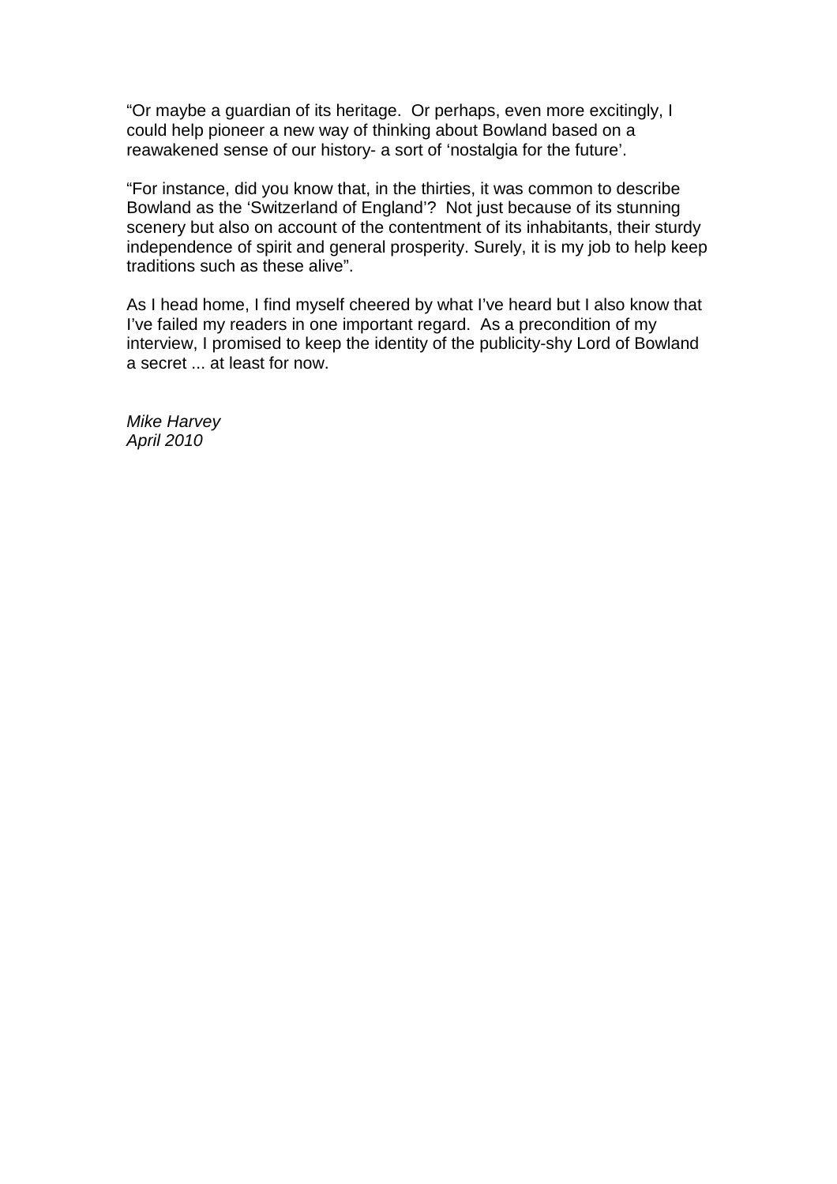"Or maybe a guardian of its heritage. Or perhaps, even more excitingly, I could help pioneer a new way of thinking about Bowland based on a reawakened sense of our history- a sort of 'nostalgia for the future'.

"For instance, did you know that, in the thirties, it was common to describe Bowland as the 'Switzerland of England'? Not just because of its stunning scenery but also on account of the contentment of its inhabitants, their sturdy independence of spirit and general prosperity. Surely, it is my job to help keep traditions such as these alive".

As I head home, I find myself cheered by what I've heard but I also know that I've failed my readers in one important regard. As a precondition of my interview, I promised to keep the identity of the publicity-shy Lord of Bowland a secret ... at least for now.

*Mike Harvey*
*April 2010*